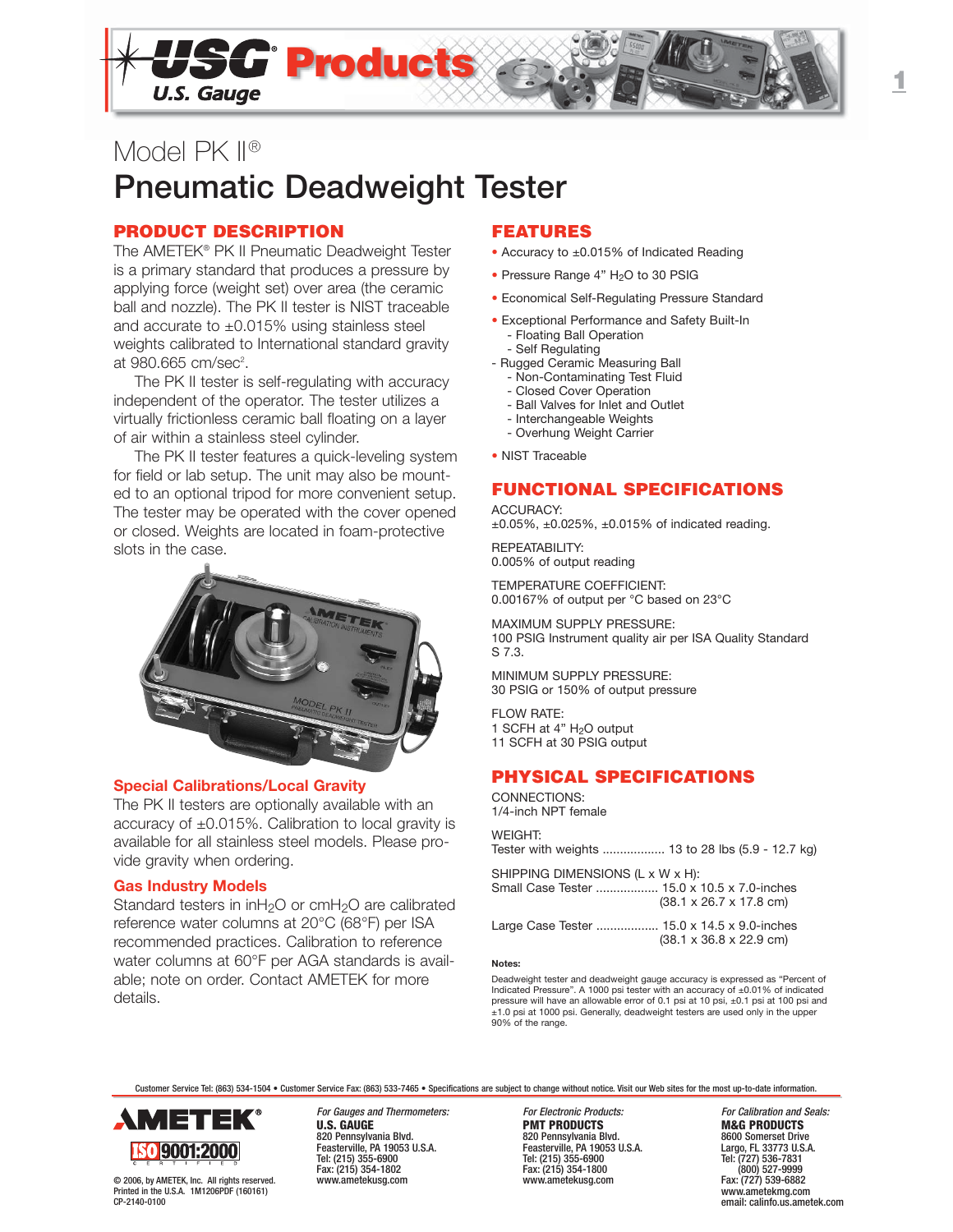# Model PK II®

# Pneumatic Deadweight Tester

## PRODUCT DESCRIPTION

The AMETEK® PK II Pneumatic Deadweight Tester is a primary standard that produces a pressure by applying force (weight set) over area (the ceramic ball and nozzle). The PK II tester is NIST traceable and accurate to ±0.015% using stainless steel weights calibrated to International standard gravity at 980.665 cm/sec².

The PK II tester is self-regulating with accuracy independent of the operator. The tester utilizes a virtually frictionless ceramic ball floating on a layer of air within a stainless steel cylinder.

The PK II tester features a quick-leveling system for field or lab setup. The unit may also be mounted to an optional tripod for more convenient setup. The tester may be operated with the cover opened or closed. Weights are located in foam-protective slots in the case.

### Special Calibrations/Local Gravity

The PK II testers are optionally available with an accuracy of ±0.015%. Calibration to local gravity is available for all stainless steel models. Please provide gravity when ordering.

### Gas Industry Models

Standard testers in in$H_2O$ or cm$H_2O$ are calibrated reference water columns at 20°C (68°F) per ISA recommended practices. Calibration to reference water columns at 60°F per AGA standards is available; note on order. Contact AMETEK for more details.

## FEATURES

- Accuracy to ±0.015% of Indicated Reading
- Pressure Range 4" $H_2O$ to 30 PSIG
- Economical Self-Regulating Pressure Standard
- Exceptional Performance and Safety Built-In
  - Floating Ball Operation
  - Self Regulating
  - Rugged Ceramic Measuring Ball
  - Non-Contaminating Test Fluid
  - Closed Cover Operation
  - Ball Valves for Inlet and Outlet
  - Interchangeable Weights
  - Overhung Weight Carrier
- NIST Traceable

## FUNCTIONAL SPECIFICATIONS

ACCURACY:
±0.05%, ±0.025%, ±0.015% of indicated reading.

REPEATABILITY:
0.005% of output reading

TEMPERATURE COEFFICIENT:
0.00167% of output per °C based on 23°C

MAXIMUM SUPPLY PRESSURE:
100 PSIG Instrument quality air per ISA Quality Standard S 7.3.

MINIMUM SUPPLY PRESSURE:
30 PSIG or 150% of output pressure

FLOW RATE:
1 SCFH at 4" $H_2O$ output
11 SCFH at 30 PSIG output

## PHYSICAL SPECIFICATIONS

CONNECTIONS:
1/4-inch NPT female

WEIGHT:
Tester with weights .................. 13 to 28 lbs (5.9 - 12.7 kg)

SHIPPING DIMENSIONS (L x W x H):
Small Case Tester .................. 15.0 x 10.5 x 7.0-inches (38.1 x 26.7 x 17.8 cm)

Large Case Tester .................. 15.0 x 14.5 x 9.0-inches (38.1 x 36.8 x 22.9 cm)

**Notes:**

Deadweight tester and deadweight gauge accuracy is expressed as "Percent of Indicated Pressure". A 1000 psi tester with an accuracy of ±0.01% of indicated pressure will have an allowable error of 0.1 psi at 10 psi, ±0.1 psi at 100 psi and ±1.0 psi at 1000 psi. Generally, deadweight testers are used only in the upper 90% of the range.

Customer Service Tel: (863) 534-1504 • Customer Service Fax: (863) 533-7465 • Specifications are subject to change without notice. Visit our Web sites for the most up-to-date information.

AMETEK® ISO 9001:2000 CERTIFIED

© 2006, by AMETEK, Inc. All rights reserved.
Printed in the U.S.A. 1M1206PDF (160161)
CP-2140-0100

*For Gauges and Thermometers:*
**U.S. GAUGE**
820 Pennsylvania Blvd.
Feasterville, PA 19053 U.S.A.
Tel: (215) 355-6900
Fax: (215) 354-1802
www.ametekusg.com

*For Electronic Products:*
**PMT PRODUCTS**
820 Pennsylvania Blvd.
Feasterville, PA 19053 U.S.A.
Tel: (215) 355-6900
Fax: (215) 354-1800
www.ametekusg.com

*For Calibration and Seals:*
**M&G PRODUCTS**
8600 Somerset Drive
Largo, FL 33773 U.S.A.
Tel: (727) 536-7831
(800) 527-9999
Fax: (727) 539-6882
www.ametekmg.com
email: calinfo.us.ametek.com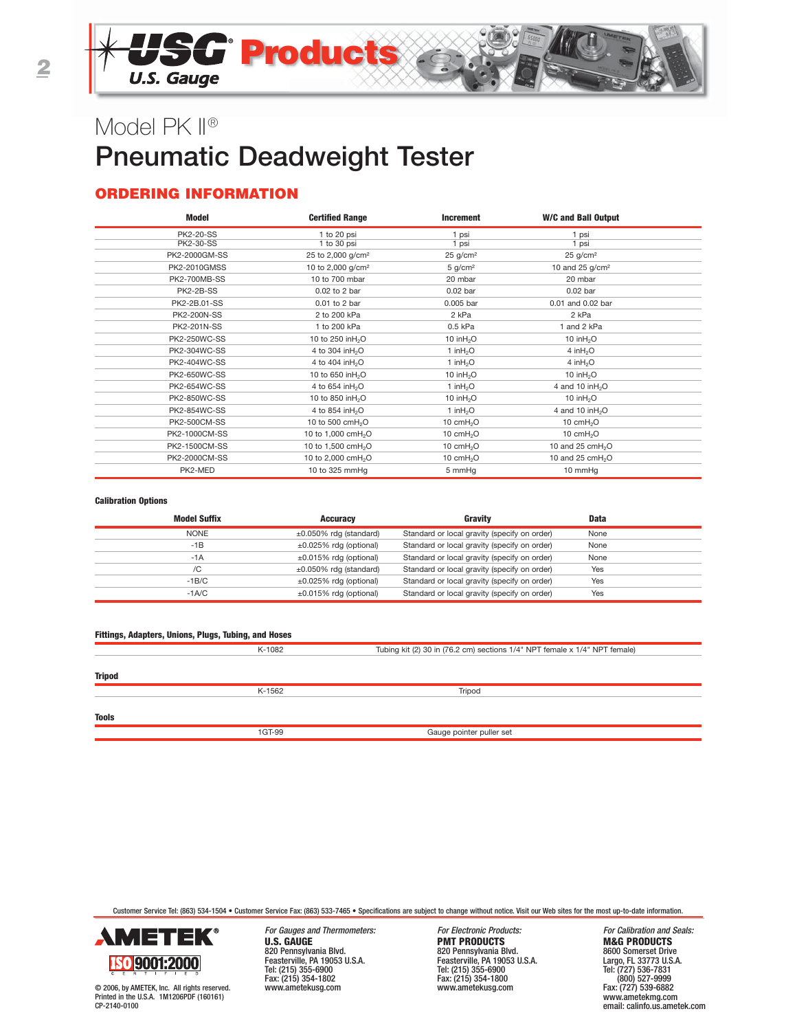# Model PK II®

# Pneumatic Deadweight Tester

## ORDERING INFORMATION

| Model | Certified Range | Increment | W/C and Ball Output |
|---|---|---|---|
| PK2-20-SS<br>PK2-30-SS | 1 to 20 psi<br>1 to 30 psi | 1 psi<br>1 psi | 1 psi<br>1 psi |
| PK2-2000GM-SS | 25 to 2,000 g/cm² | 25 g/cm² | 25 g/cm² |
| PK2-2010GMSS | 10 to 2,000 g/cm² | 5 g/cm² | 10 and 25 g/cm² |
| PK2-700MB-SS | 10 to 700 mbar | 20 mbar | 20 mbar |
| PK2-2B-SS | 0.02 to 2 bar | 0.02 bar | 0.02 bar |
| PK2-2B.01-SS | 0.01 to 2 bar | 0.005 bar | 0.01 and 0.02 bar |
| PK2-200N-SS | 2 to 200 kPa | 2 kPa | 2 kPa |
| PK2-201N-SS | 1 to 200 kPa | 0.5 kPa | 1 and 2 kPa |
| PK2-250WC-SS | 10 to 250 in$H_2O$ | 10 in$H_2O$ | 10 in$H_2O$ |
| PK2-304WC-SS | 4 to 304 in$H_2O$ | 1 in$H_2O$ | 4 in$H_2O$ |
| PK2-404WC-SS | 4 to 404 in$H_2O$ | 1 in$H_2O$ | 4 in$H_2O$ |
| PK2-650WC-SS | 10 to 650 in$H_2O$ | 10 in$H_2O$ | 10 in$H_2O$ |
| PK2-654WC-SS | 4 to 654 in$H_2O$ | 1 in$H_2O$ | 4 and 10 in$H_2O$ |
| PK2-850WC-SS | 10 to 850 in$H_2O$ | 10 in$H_2O$ | 10 in$H_2O$ |
| PK2-854WC-SS | 4 to 854 in$H_2O$ | 1 in$H_2O$ | 4 and 10 in$H_2O$ |
| PK2-500CM-SS | 10 to 500 cm$H_2O$ | 10 cm$H_2O$ | 10 cm$H_2O$ |
| PK2-1000CM-SS | 10 to 1,000 cm$H_2O$ | 10 cm$H_2O$ | 10 cm$H_2O$ |
| PK2-1500CM-SS | 10 to 1,500 cm$H_2O$ | 10 cm$H_2O$ | 10 and 25 cm$H_2O$ |
| PK2-2000CM-SS | 10 to 2,000 cm$H_2O$ | 10 cm$H_2O$ | 10 and 25 cm$H_2O$ |
| PK2-MED | 10 to 325 mmHg | 5 mmHg | 10 mmHg |

**Calibration Options**

| Model Suffix | Accuracy | Gravity | Data |
|---|---|---|---|
| NONE | ±0.050% rdg (standard) | Standard or local gravity (specify on order) | None |
| -1B | ±0.025% rdg (optional) | Standard or local gravity (specify on order) | None |
| -1A | ±0.015% rdg (optional) | Standard or local gravity (specify on order) | None |
| /C | ±0.050% rdg (standard) | Standard or local gravity (specify on order) | Yes |
| -1B/C | ±0.025% rdg (optional) | Standard or local gravity (specify on order) | Yes |
| -1A/C | ±0.015% rdg (optional) | Standard or local gravity (specify on order) | Yes |

**Fittings, Adapters, Unions, Plugs, Tubing, and Hoses**

| | |
|---|---|
| K-1082 | Tubing kit (2) 30 in (76.2 cm) sections 1/4" NPT female x 1/4" NPT female) |

**Tripod**

| | |
|---|---|
| K-1562 | Tripod |

**Tools**

| | |
|---|---|
| 1GT-99 | Gauge pointer puller set |

Customer Service Tel: (863) 534-1504 • Customer Service Fax: (863) 533-7465 • Specifications are subject to change without notice. Visit our Web sites for the most up-to-date information.

AMETEK®

ISO 9001:2000 CERTIFIED

© 2006, by AMETEK, Inc. All rights reserved.
Printed in the U.S.A. 1M1206PDF (160161)
CP-2140-0100

*For Gauges and Thermometers:*
**U.S. GAUGE**
820 Pennsylvania Blvd.
Feasterville, PA 19053 U.S.A.
Tel: (215) 355-6900
Fax: (215) 354-1802
www.ametekusg.com

*For Electronic Products:*
**PMT PRODUCTS**
820 Pennsylvania Blvd.
Feasterville, PA 19053 U.S.A.
Tel: (215) 355-6900
Fax: (215) 354-1800
www.ametekusg.com

*For Calibration and Seals:*
**M&G PRODUCTS**
8600 Somerset Drive
Largo, FL 33773 U.S.A.
Tel: (727) 536-7831
(800) 527-9999
Fax: (727) 539-6882
www.ametekmg.com
email: calinfo.us.ametek.com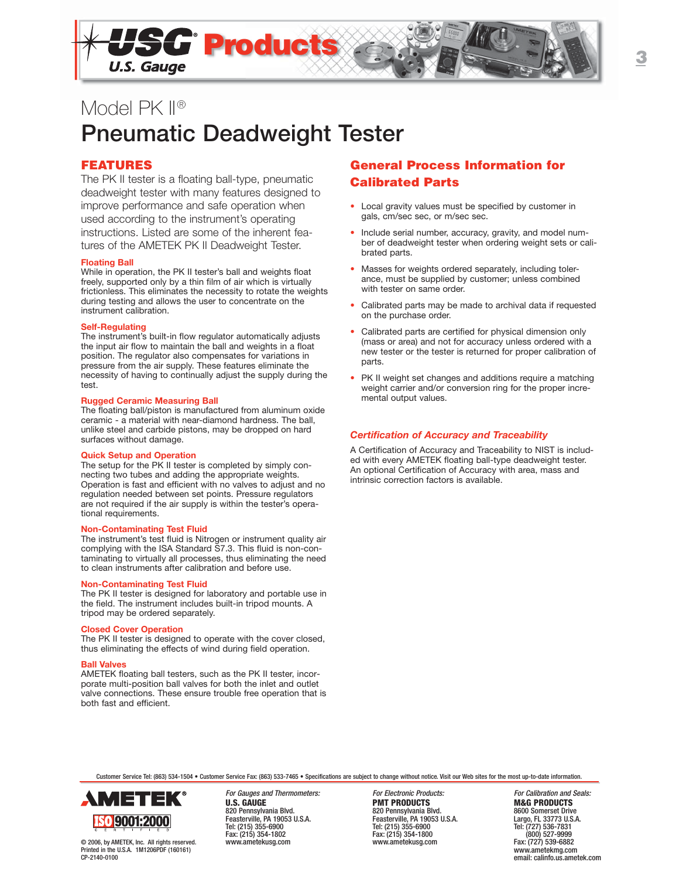# Model PK II®

# Pneumatic Deadweight Tester

## FEATURES

The PK II tester is a floating ball-type, pneumatic deadweight tester with many features designed to improve performance and safe operation when used according to the instrument's operating instructions. Listed are some of the inherent features of the AMETEK PK II Deadweight Tester.

### Floating Ball

While in operation, the PK II tester's ball and weights float freely, supported only by a thin film of air which is virtually frictionless. This eliminates the necessity to rotate the weights during testing and allows the user to concentrate on the instrument calibration.

### Self-Regulating

The instrument's built-in flow regulator automatically adjusts the input air flow to maintain the ball and weights in a float position. The regulator also compensates for variations in pressure from the air supply. These features eliminate the necessity of having to continually adjust the supply during the test.

### Rugged Ceramic Measuring Ball

The floating ball/piston is manufactured from aluminum oxide ceramic - a material with near-diamond hardness. The ball, unlike steel and carbide pistons, may be dropped on hard surfaces without damage.

### Quick Setup and Operation

The setup for the PK II tester is completed by simply connecting two tubes and adding the appropriate weights. Operation is fast and efficient with no valves to adjust and no regulation needed between set points. Pressure regulators are not required if the air supply is within the tester's operational requirements.

### Non-Contaminating Test Fluid

The instrument's test fluid is Nitrogen or instrument quality air complying with the ISA Standard S7.3. This fluid is non-contaminating to virtually all processes, thus eliminating the need to clean instruments after calibration and before use.

### Non-Contaminating Test Fluid

The PK II tester is designed for laboratory and portable use in the field. The instrument includes built-in tripod mounts. A tripod may be ordered separately.

### Closed Cover Operation

The PK II tester is designed to operate with the cover closed, thus eliminating the effects of wind during field operation.

### Ball Valves

AMETEK floating ball testers, such as the PK II tester, incorporate multi-position ball valves for both the inlet and outlet valve connections. These ensure trouble free operation that is both fast and efficient.

## General Process Information for Calibrated Parts

- Local gravity values must be specified by customer in gals, cm/sec sec, or m/sec sec.
- Include serial number, accuracy, gravity, and model number of deadweight tester when ordering weight sets or calibrated parts.
- Masses for weights ordered separately, including tolerance, must be supplied by customer; unless combined with tester on same order.
- Calibrated parts may be made to archival data if requested on the purchase order.
- Calibrated parts are certified for physical dimension only (mass or area) and not for accuracy unless ordered with a new tester or the tester is returned for proper calibration of parts.
- PK II weight set changes and additions require a matching weight carrier and/or conversion ring for the proper incremental output values.

### *Certification of Accuracy and Traceability*

A Certification of Accuracy and Traceability to NIST is included with every AMETEK floating ball-type deadweight tester. An optional Certification of Accuracy with area, mass and intrinsic correction factors is available.

Customer Service Tel: (863) 534-1504 • Customer Service Fax: (863) 533-7465 • Specifications are subject to change without notice. Visit our Web sites for the most up-to-date information.

AMETEK®

ISO 9001:2000 CERTIFIED

© 2006, by AMETEK, Inc. All rights reserved.
Printed in the U.S.A. 1M1206PDF (160161)
CP-2140-0100

*For Gauges and Thermometers:*
**U.S. GAUGE**
820 Pennsylvania Blvd.
Feasterville, PA 19053 U.S.A.
Tel: (215) 355-6900
Fax: (215) 354-1802
www.ametekusg.com

*For Electronic Products:*
**PMT PRODUCTS**
820 Pennsylvania Blvd.
Feasterville, PA 19053 U.S.A.
Tel: (215) 355-6900
Fax: (215) 354-1800
www.ametekusg.com

*For Calibration and Seals:*
**M&G PRODUCTS**
8600 Somerset Drive
Largo, FL 33773 U.S.A.
Tel: (727) 536-7831
(800) 527-9999
Fax: (727) 539-6882
www.ametekmg.com
email: calinfo.us.ametek.com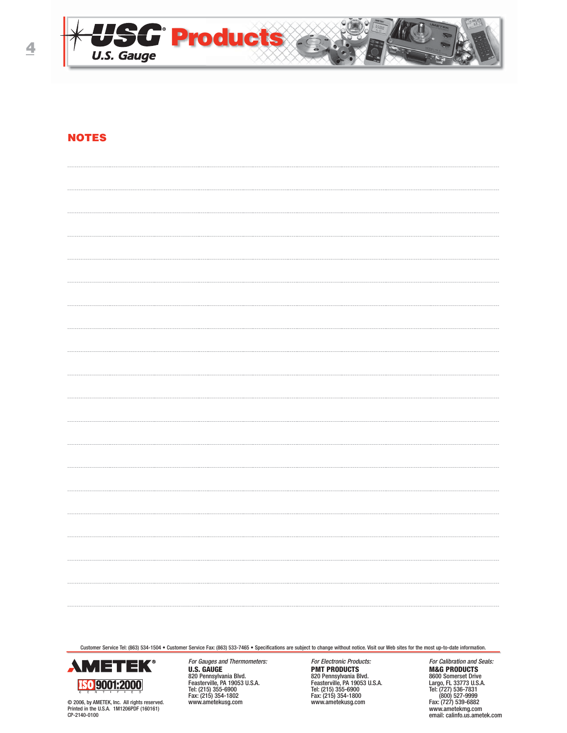## NOTES

Customer Service Tel: (863) 534-1504 • Customer Service Fax: (863) 533-7465 • Specifications are subject to change without notice. Visit our Web sites for the most up-to-date information.

AMETEK®

ISO 9001:2000 CERTIFIED

© 2006, by AMETEK, Inc. All rights reserved.
Printed in the U.S.A. 1M1206PDF (160161)
CP-2140-0100

*For Gauges and Thermometers:*
**U.S. GAUGE**
820 Pennsylvania Blvd.
Feasterville, PA 19053 U.S.A.
Tel: (215) 355-6900
Fax: (215) 354-1802
www.ametekusg.com

*For Electronic Products:*
**PMT PRODUCTS**
820 Pennsylvania Blvd.
Feasterville, PA 19053 U.S.A.
Tel: (215) 355-6900
Fax: (215) 354-1800
www.ametekusg.com

*For Calibration and Seals:*
**M&G PRODUCTS**
8600 Somerset Drive
Largo, FL 33773 U.S.A.
Tel: (727) 536-7831
(800) 527-9999
Fax: (727) 539-6882
www.ametekmg.com
email: calinfo.us.ametek.com